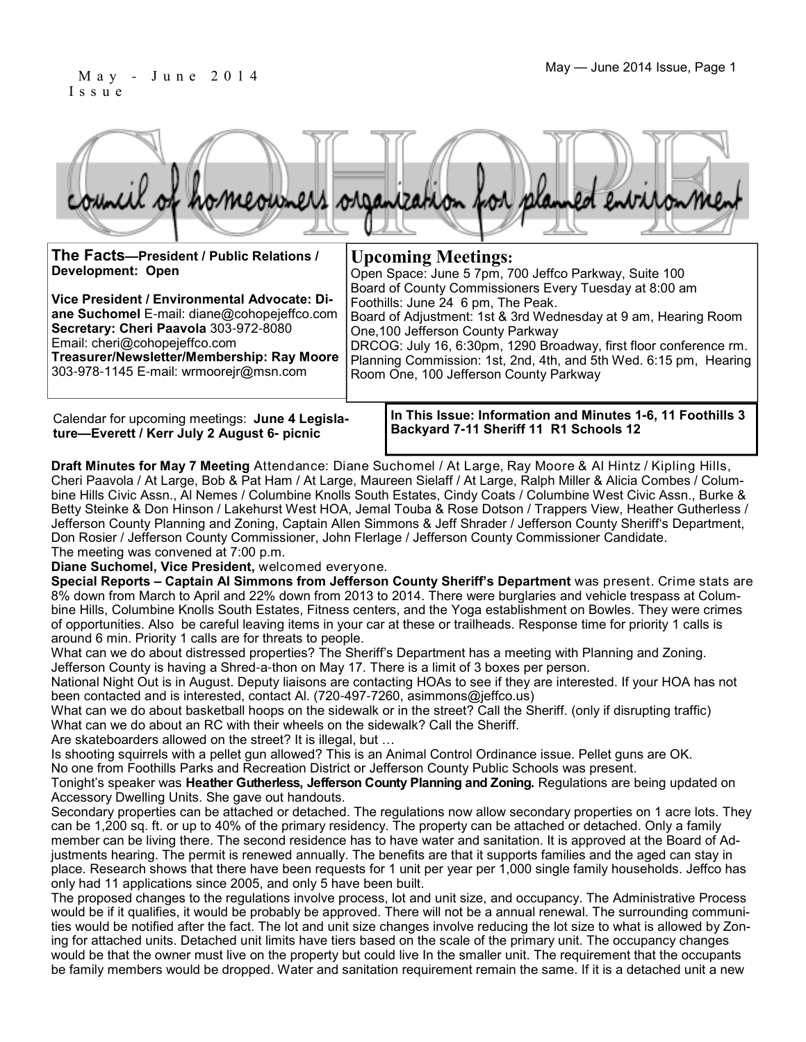May - June 2014 Issue

# COHOPE

council of homeowners organization for planned environment

**The Facts—President / Public Relations / Development: Open**

**Vice President / Environmental Advocate: Diane Suchomel** E-mail: diane@cohopejeffco.com
**Secretary: Cheri Paavola** 303-972-8080
Email: cheri@cohopejeffco.com
**Treasurer/Newsletter/Membership: Ray Moore** 303-978-1145 E-mail: wrmoorejr@msn.com

## Upcoming Meetings:

Open Space: June 5 7pm, 700 Jeffco Parkway, Suite 100
Board of County Commissioners Every Tuesday at 8:00 am
Foothills: June 24 6 pm, The Peak.
Board of Adjustment: 1st & 3rd Wednesday at 9 am, Hearing Room One,100 Jefferson County Parkway
DRCOG: July 16, 6:30pm, 1290 Broadway, first floor conference rm.
Planning Commission: 1st, 2nd, 4th, and 5th Wed. 6:15 pm, Hearing Room One, 100 Jefferson County Parkway

Calendar for upcoming meetings: **June 4 Legislature—Everett / Kerr July 2 August 6- picnic**

**In This Issue: Information and Minutes 1-6, 11 Foothills 3 Backyard 7-11 Sheriff 11 R1 Schools 12**

**Draft Minutes for May 7 Meeting** Attendance: Diane Suchomel / At Large, Ray Moore & Al Hintz / Kipling Hills, Cheri Paavola / At Large, Bob & Pat Ham / At Large, Maureen Sielaff / At Large, Ralph Miller & Alicia Combes / Columbine Hills Civic Assn., Al Nemes / Columbine Knolls South Estates, Cindy Coats / Columbine West Civic Assn., Burke & Betty Steinke & Don Hinson / Lakehurst West HOA, Jemal Touba & Rose Dotson / Trappers View, Heather Gutherless / Jefferson County Planning and Zoning, Captain Allen Simmons & Jeff Shrader / Jefferson County Sheriff's Department, Don Rosier / Jefferson County Commissioner, John Flerlage / Jefferson County Commissioner Candidate.
The meeting was convened at 7:00 p.m.

**Diane Suchomel, Vice President,** welcomed everyone.

**Special Reports – Captain Al Simmons from Jefferson County Sheriff's Department** was present. Crime stats are 8% down from March to April and 22% down from 2013 to 2014. There were burglaries and vehicle trespass at Columbine Hills, Columbine Knolls South Estates, Fitness centers, and the Yoga establishment on Bowles. They were crimes of opportunities. Also be careful leaving items in your car at these or trailheads. Response time for priority 1 calls is around 6 min. Priority 1 calls are for threats to people.

What can we do about distressed properties? The Sheriff's Department has a meeting with Planning and Zoning.

Jefferson County is having a Shred-a-thon on May 17. There is a limit of 3 boxes per person.

National Night Out is in August. Deputy liaisons are contacting HOAs to see if they are interested. If your HOA has not been contacted and is interested, contact Al. (720-497-7260, asimmons@jeffco.us)

What can we do about basketball hoops on the sidewalk or in the street? Call the Sheriff. (only if disrupting traffic)

What can we do about an RC with their wheels on the sidewalk? Call the Sheriff.

Are skateboarders allowed on the street? It is illegal, but …

Is shooting squirrels with a pellet gun allowed? This is an Animal Control Ordinance issue. Pellet guns are OK.

No one from Foothills Parks and Recreation District or Jefferson County Public Schools was present.

Tonight's speaker was **Heather Gutherless, Jefferson County Planning and Zoning.** Regulations are being updated on Accessory Dwelling Units. She gave out handouts.

Secondary properties can be attached or detached. The regulations now allow secondary properties on 1 acre lots. They can be 1,200 sq. ft. or up to 40% of the primary residency. The property can be attached or detached. Only a family member can be living there. The second residence has to have water and sanitation. It is approved at the Board of Adjustments hearing. The permit is renewed annually. The benefits are that it supports families and the aged can stay in place. Research shows that there have been requests for 1 unit per year per 1,000 single family households. Jeffco has only had 11 applications since 2005, and only 5 have been built.

The proposed changes to the regulations involve process, lot and unit size, and occupancy. The Administrative Process would be if it qualifies, it would be probably be approved. There will not be a annual renewal. The surrounding communities would be notified after the fact. The lot and unit size changes involve reducing the lot size to what is allowed by Zoning for attached units. Detached unit limits have tiers based on the scale of the primary unit. The occupancy changes would be that the owner must live on the property but could live In the smaller unit. The requirement that the occupants be family members would be dropped. Water and sanitation requirement remain the same. If it is a detached unit a new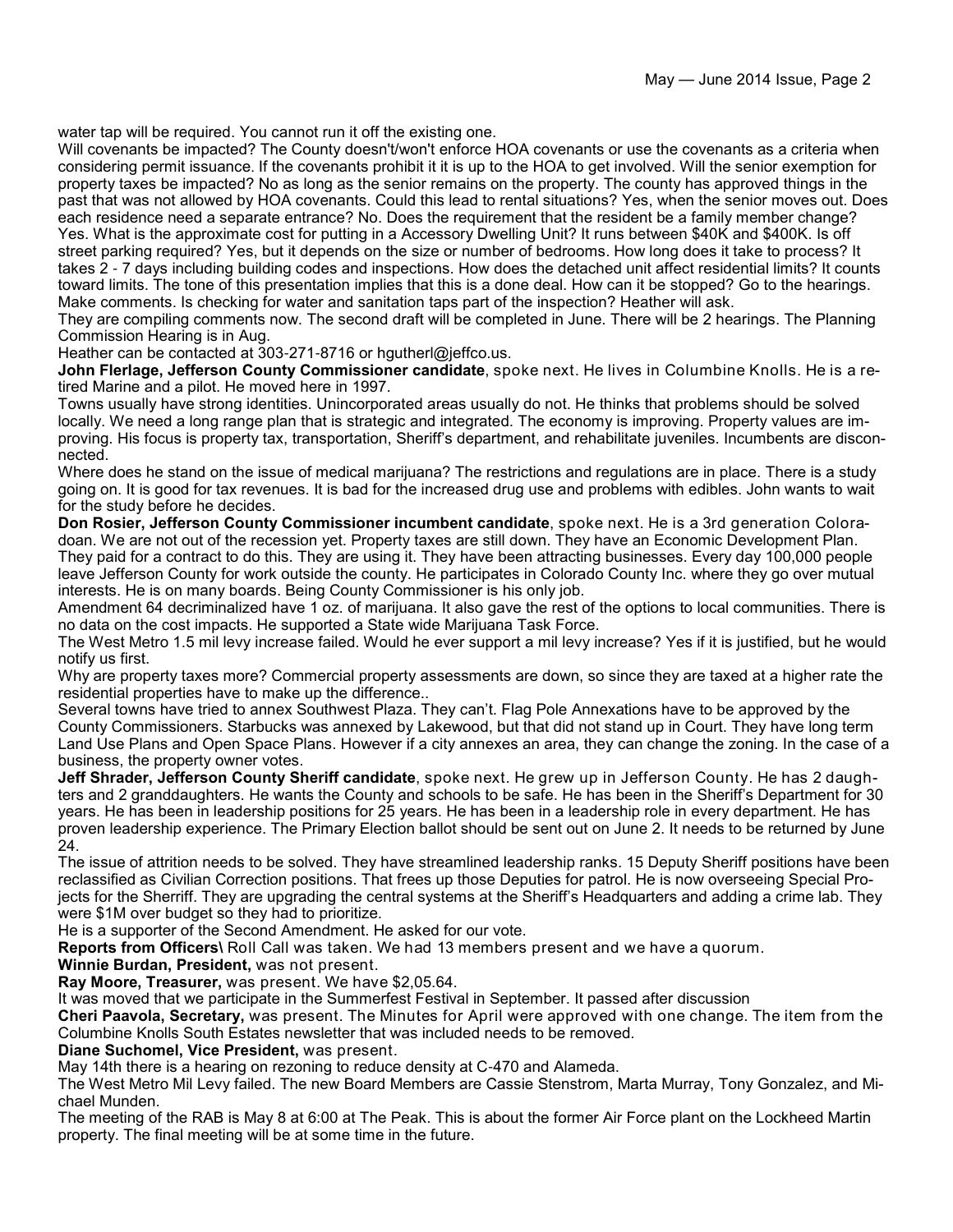water tap will be required. You cannot run it off the existing one.

Will covenants be impacted? The County doesn't/won't enforce HOA covenants or use the covenants as a criteria when considering permit issuance. If the covenants prohibit it it is up to the HOA to get involved. Will the senior exemption for property taxes be impacted? No as long as the senior remains on the property. The county has approved things in the past that was not allowed by HOA covenants. Could this lead to rental situations? Yes, when the senior moves out. Does each residence need a separate entrance? No. Does the requirement that the resident be a family member change? Yes. What is the approximate cost for putting in a Accessory Dwelling Unit? It runs between $40K and $400K. Is off street parking required? Yes, but it depends on the size or number of bedrooms. How long does it take to process? It takes 2 - 7 days including building codes and inspections. How does the detached unit affect residential limits? It counts toward limits. The tone of this presentation implies that this is a done deal. How can it be stopped? Go to the hearings. Make comments. Is checking for water and sanitation taps part of the inspection? Heather will ask.

They are compiling comments now. The second draft will be completed in June. There will be 2 hearings. The Planning Commission Hearing is in Aug.

Heather can be contacted at 303-271-8716 or hgutherl@jeffco.us.

**John Flerlage, Jefferson County Commissioner candidate**, spoke next. He lives in Columbine Knolls. He is a retired Marine and a pilot. He moved here in 1997.

Towns usually have strong identities. Unincorporated areas usually do not. He thinks that problems should be solved locally. We need a long range plan that is strategic and integrated. The economy is improving. Property values are improving. His focus is property tax, transportation, Sheriff's department, and rehabilitate juveniles. Incumbents are disconnected.

Where does he stand on the issue of medical marijuana? The restrictions and regulations are in place. There is a study going on. It is good for tax revenues. It is bad for the increased drug use and problems with edibles. John wants to wait for the study before he decides.

**Don Rosier, Jefferson County Commissioner incumbent candidate**, spoke next. He is a 3rd generation Coloradoan. We are not out of the recession yet. Property taxes are still down. They have an Economic Development Plan. They paid for a contract to do this. They are using it. They have been attracting businesses. Every day 100,000 people leave Jefferson County for work outside the county. He participates in Colorado County Inc. where they go over mutual interests. He is on many boards. Being County Commissioner is his only job.

Amendment 64 decriminalized have 1 oz. of marijuana. It also gave the rest of the options to local communities. There is no data on the cost impacts. He supported a State wide Marijuana Task Force.

The West Metro 1.5 mil levy increase failed. Would he ever support a mil levy increase? Yes if it is justified, but he would notify us first.

Why are property taxes more? Commercial property assessments are down, so since they are taxed at a higher rate the residential properties have to make up the difference..

Several towns have tried to annex Southwest Plaza. They can't. Flag Pole Annexations have to be approved by the County Commissioners. Starbucks was annexed by Lakewood, but that did not stand up in Court. They have long term Land Use Plans and Open Space Plans. However if a city annexes an area, they can change the zoning. In the case of a business, the property owner votes.

**Jeff Shrader, Jefferson County Sheriff candidate**, spoke next. He grew up in Jefferson County. He has 2 daughters and 2 granddaughters. He wants the County and schools to be safe. He has been in the Sheriff's Department for 30 years. He has been in leadership positions for 25 years. He has been in a leadership role in every department. He has proven leadership experience. The Primary Election ballot should be sent out on June 2. It needs to be returned by June 24.

The issue of attrition needs to be solved. They have streamlined leadership ranks. 15 Deputy Sheriff positions have been reclassified as Civilian Correction positions. That frees up those Deputies for patrol. He is now overseeing Special Projects for the Sherriff. They are upgrading the central systems at the Sheriff's Headquarters and adding a crime lab. They were $1M over budget so they had to prioritize.

He is a supporter of the Second Amendment. He asked for our vote.

**Reports from Officers\\** Roll Call was taken. We had 13 members present and we have a quorum.

**Winnie Burdan, President,** was not present.

**Ray Moore, Treasurer,** was present. We have $2,05.64.

It was moved that we participate in the Summerfest Festival in September. It passed after discussion

**Cheri Paavola, Secretary,** was present. The Minutes for April were approved with one change. The item from the Columbine Knolls South Estates newsletter that was included needs to be removed.

**Diane Suchomel, Vice President,** was present.

May 14th there is a hearing on rezoning to reduce density at C-470 and Alameda.

The West Metro Mil Levy failed. The new Board Members are Cassie Stenstrom, Marta Murray, Tony Gonzalez, and Michael Munden.

The meeting of the RAB is May 8 at 6:00 at The Peak. This is about the former Air Force plant on the Lockheed Martin property. The final meeting will be at some time in the future.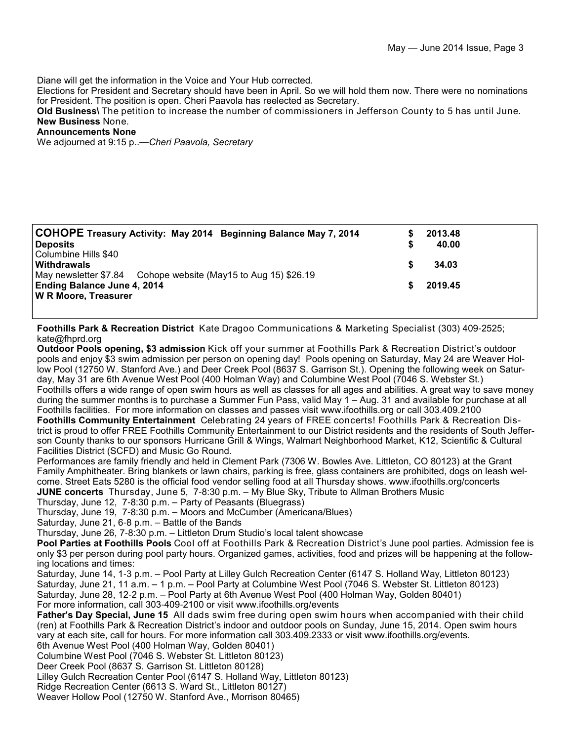Diane will get the information in the Voice and Your Hub corrected.

Elections for President and Secretary should have been in April. So we will hold them now. There were no nominations for President. The position is open. Cheri Paavola has reelected as Secretary.

**Old Business\** The petition to increase the number of commissioners in Jefferson County to 5 has until June.

**New Business** None.

**Announcements None**

We adjourned at 9:15 p..—*Cheri Paavola, Secretary*

| | | |
|---|---|---|
| **COHOPE Treasury Activity: May 2014 Beginning Balance May 7, 2014** | **$** | **2013.48** |
| **Deposits** | **$** | **40.00** |
| Columbine Hills $40 | | |
| **Withdrawals** | **$** | **34.03** |
| May newsletter $7.84 Cohope website (May15 to Aug 15) $26.19 | | |
| **Ending Balance June 4, 2014** | **$** | **2019.45** |
| **W R Moore, Treasurer** | | |

**Foothills Park & Recreation District** Kate Dragoo Communications & Marketing Specialist (303) 409-2525; kate@fhprd.org

**Outdoor Pools opening, $3 admission** Kick off your summer at Foothills Park & Recreation District's outdoor pools and enjoy $3 swim admission per person on opening day! Pools opening on Saturday, May 24 are Weaver Hollow Pool (12750 W. Stanford Ave.) and Deer Creek Pool (8637 S. Garrison St.). Opening the following week on Saturday, May 31 are 6th Avenue West Pool (400 Holman Way) and Columbine West Pool (7046 S. Webster St.)

Foothills offers a wide range of open swim hours as well as classes for all ages and abilities. A great way to save money during the summer months is to purchase a Summer Fun Pass, valid May 1 – Aug. 31 and available for purchase at all Foothills facilities. For more information on classes and passes visit www.ifoothills.org or call 303.409.2100

**Foothills Community Entertainment** Celebrating 24 years of FREE concerts! Foothills Park & Recreation District is proud to offer FREE Foothills Community Entertainment to our District residents and the residents of South Jefferson County thanks to our sponsors Hurricane Grill & Wings, Walmart Neighborhood Market, K12, Scientific & Cultural Facilities District (SCFD) and Music Go Round.

Performances are family friendly and held in Clement Park (7306 W. Bowles Ave. Littleton, CO 80123) at the Grant Family Amphitheater. Bring blankets or lawn chairs, parking is free, glass containers are prohibited, dogs on leash welcome. Street Eats 5280 is the official food vendor selling food at all Thursday shows. www.ifoothills.org/concerts

**JUNE concerts** Thursday, June 5, 7-8:30 p.m. – My Blue Sky, Tribute to Allman Brothers Music

Thursday, June 12, 7-8:30 p.m. – Party of Peasants (Bluegrass)

Thursday, June 19, 7-8:30 p.m. – Moors and McCumber (Americana/Blues)

Saturday, June 21, 6-8 p.m. – Battle of the Bands

Thursday, June 26, 7-8:30 p.m. – Littleton Drum Studio's local talent showcase

**Pool Parties at Foothills Pools** Cool off at Foothills Park & Recreation District's June pool parties. Admission fee is only $3 per person during pool party hours. Organized games, activities, food and prizes will be happening at the following locations and times:

Saturday, June 14, 1-3 p.m. – Pool Party at Lilley Gulch Recreation Center (6147 S. Holland Way, Littleton 80123)

Saturday, June 21, 11 a.m. – 1 p.m. – Pool Party at Columbine West Pool (7046 S. Webster St. Littleton 80123)

Saturday, June 28, 12-2 p.m. – Pool Party at 6th Avenue West Pool (400 Holman Way, Golden 80401)

For more information, call 303-409-2100 or visit www.ifoothills.org/events

**Father's Day Special, June 15** All dads swim free during open swim hours when accompanied with their child (ren) at Foothills Park & Recreation District's indoor and outdoor pools on Sunday, June 15, 2014. Open swim hours vary at each site, call for hours. For more information call 303.409.2333 or visit www.ifoothills.org/events.

6th Avenue West Pool (400 Holman Way, Golden 80401)

Columbine West Pool (7046 S. Webster St. Littleton 80123)

Deer Creek Pool (8637 S. Garrison St. Littleton 80128)

Lilley Gulch Recreation Center Pool (6147 S. Holland Way, Littleton 80123)

Ridge Recreation Center (6613 S. Ward St., Littleton 80127)

Weaver Hollow Pool (12750 W. Stanford Ave., Morrison 80465)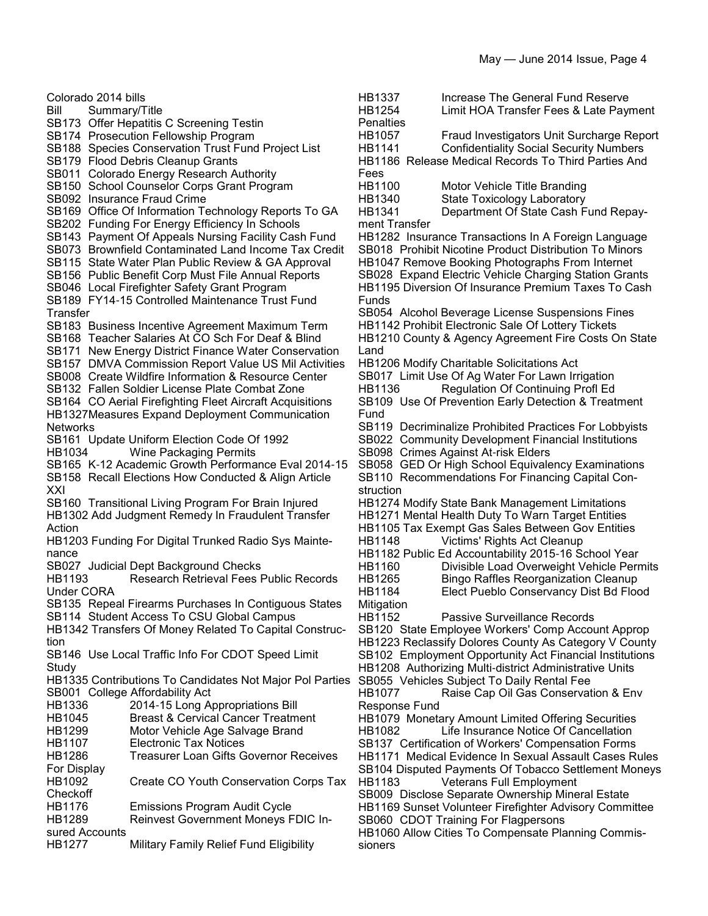Colorado 2014 bills

| Bill | Summary/Title |
| --- | --- |
| SB173 | Offer Hepatitis C Screening Testin |
| SB174 | Prosecution Fellowship Program |
| SB188 | Species Conservation Trust Fund Project List |
| SB179 | Flood Debris Cleanup Grants |
| SB011 | Colorado Energy Research Authority |
| SB150 | School Counselor Corps Grant Program |
| SB092 | Insurance Fraud Crime |
| SB169 | Office Of Information Technology Reports To GA |
| SB202 | Funding For Energy Efficiency In Schools |
| SB143 | Payment Of Appeals Nursing Facility Cash Fund |
| SB073 | Brownfield Contaminated Land Income Tax Credit |
| SB115 | State Water Plan Public Review & GA Approval |
| SB156 | Public Benefit Corp Must File Annual Reports |
| SB046 | Local Firefighter Safety Grant Program |
| SB189 | FY14-15 Controlled Maintenance Trust Fund Transfer |
| SB183 | Business Incentive Agreement Maximum Term |
| SB168 | Teacher Salaries At CO Sch For Deaf & Blind |
| SB171 | New Energy District Finance Water Conservation |
| SB157 | DMVA Commission Report Value US Mil Activities |
| SB008 | Create Wildfire Information & Resource Center |
| SB132 | Fallen Soldier License Plate Combat Zone |
| SB164 | CO Aerial Firefighting Fleet Aircraft Acquisitions |
| HB1327 | Measures Expand Deployment Communication Networks |
| SB161 | Update Uniform Election Code Of 1992 |
| HB1034 | Wine Packaging Permits |
| SB165 | K-12 Academic Growth Performance Eval 2014-15 |
| SB158 | Recall Elections How Conducted & Align Article XXI |
| SB160 | Transitional Living Program For Brain Injured |
| HB1302 | Add Judgment Remedy In Fraudulent Transfer Action |
| HB1203 | Funding For Digital Trunked Radio Sys Maintenance |
| SB027 | Judicial Dept Background Checks |
| HB1193 | Research Retrieval Fees Public Records Under CORA |
| SB135 | Repeal Firearms Purchases In Contiguous States |
| SB114 | Student Access To CSU Global Campus |
| HB1342 | Transfers Of Money Related To Capital Construction |
| SB146 | Use Local Traffic Info For CDOT Speed Limit Study |
| HB1335 | Contributions To Candidates Not Major Pol Parties |
| SB001 | College Affordability Act |
| HB1336 | 2014-15 Long Appropriations Bill |
| HB1045 | Breast & Cervical Cancer Treatment |
| HB1299 | Motor Vehicle Age Salvage Brand |
| HB1107 | Electronic Tax Notices |
| HB1286 | Treasurer Loan Gifts Governor Receives For Display |
| HB1092 | Create CO Youth Conservation Corps Tax Checkoff |
| HB1176 | Emissions Program Audit Cycle |
| HB1289 | Reinvest Government Moneys FDIC Insured Accounts |
| HB1277 | Military Family Relief Fund Eligibility |
| HB1337 | Increase The General Fund Reserve |
| HB1254 | Limit HOA Transfer Fees & Late Payment Penalties |
| HB1057 | Fraud Investigators Unit Surcharge Report |
| HB1141 | Confidentiality Social Security Numbers |
| HB1186 | Release Medical Records To Third Parties And Fees |
| HB1100 | Motor Vehicle Title Branding |
| HB1340 | State Toxicology Laboratory |
| HB1341 | Department Of State Cash Fund Repayment Transfer |
| HB1282 | Insurance Transactions In A Foreign Language |
| SB018 | Prohibit Nicotine Product Distribution To Minors |
| HB1047 | Remove Booking Photographs From Internet |
| SB028 | Expand Electric Vehicle Charging Station Grants |
| HB1195 | Diversion Of Insurance Premium Taxes To Cash Funds |
| SB054 | Alcohol Beverage License Suspensions Fines |
| HB1142 | Prohibit Electronic Sale Of Lottery Tickets |
| HB1210 | County & Agency Agreement Fire Costs On State Land |
| HB1206 | Modify Charitable Solicitations Act |
| SB017 | Limit Use Of Ag Water For Lawn Irrigation |
| HB1136 | Regulation Of Continuing Profl Ed |
| SB109 | Use Of Prevention Early Detection & Treatment Fund |
| SB119 | Decriminalize Prohibited Practices For Lobbyists |
| SB022 | Community Development Financial Institutions |
| SB098 | Crimes Against At-risk Elders |
| SB058 | GED Or High School Equivalency Examinations |
| SB110 | Recommendations For Financing Capital Construction |
| HB1274 | Modify State Bank Management Limitations |
| HB1271 | Mental Health Duty To Warn Target Entities |
| HB1105 | Tax Exempt Gas Sales Between Gov Entities |
| HB1148 | Victims' Rights Act Cleanup |
| HB1182 | Public Ed Accountability 2015-16 School Year |
| HB1160 | Divisible Load Overweight Vehicle Permits |
| HB1265 | Bingo Raffles Reorganization Cleanup |
| HB1184 | Elect Pueblo Conservancy Dist Bd Flood Mitigation |
| HB1152 | Passive Surveillance Records |
| SB120 | State Employee Workers' Comp Account Approp |
| HB1223 | Reclassify Dolores County As Category V County |
| SB102 | Employment Opportunity Act Financial Institutions |
| HB1208 | Authorizing Multi-district Administrative Units |
| SB055 | Vehicles Subject To Daily Rental Fee |
| HB1077 | Raise Cap Oil Gas Conservation & Env Response Fund |
| HB1079 | Monetary Amount Limited Offering Securities |
| HB1082 | Life Insurance Notice Of Cancellation |
| SB137 | Certification of Workers' Compensation Forms |
| HB1171 | Medical Evidence In Sexual Assault Cases Rules |
| SB104 | Disputed Payments Of Tobacco Settlement Moneys |
| HB1183 | Veterans Full Employment |
| SB009 | Disclose Separate Ownership Mineral Estate |
| HB1169 | Sunset Volunteer Firefighter Advisory Committee |
| SB060 | CDOT Training For Flagpersons |
| HB1060 | Allow Cities To Compensate Planning Commissioners |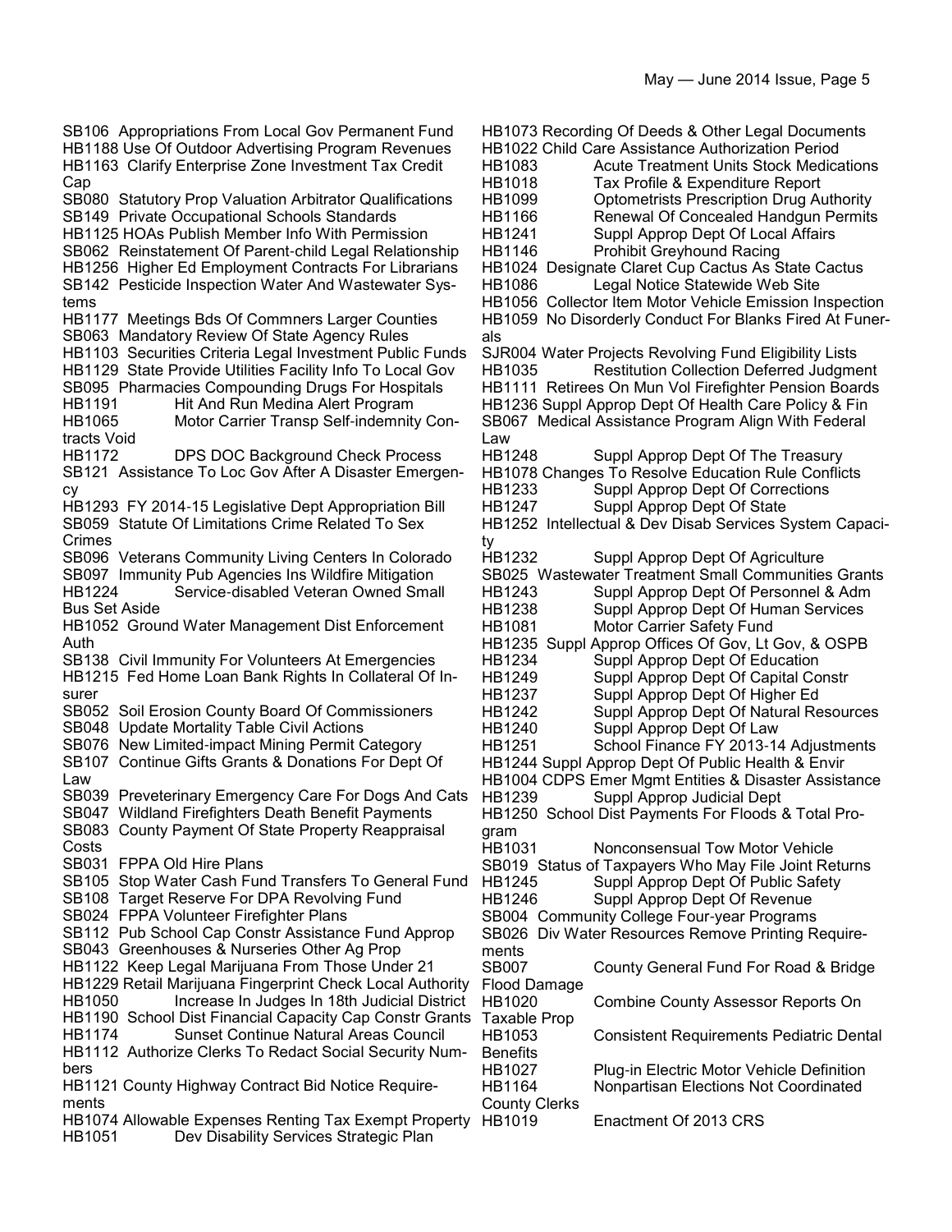SB106 Appropriations From Local Gov Permanent Fund
HB1188 Use Of Outdoor Advertising Program Revenues
HB1163 Clarify Enterprise Zone Investment Tax Credit Cap
SB080 Statutory Prop Valuation Arbitrator Qualifications
SB149 Private Occupational Schools Standards
HB1125 HOAs Publish Member Info With Permission
SB062 Reinstatement Of Parent-child Legal Relationship
HB1256 Higher Ed Employment Contracts For Librarians
SB142 Pesticide Inspection Water And Wastewater Systems
HB1177 Meetings Bds Of Commners Larger Counties
SB063 Mandatory Review Of State Agency Rules
HB1103 Securities Criteria Legal Investment Public Funds
HB1129 State Provide Utilities Facility Info To Local Gov
SB095 Pharmacies Compounding Drugs For Hospitals
HB1191 Hit And Run Medina Alert Program
HB1065 Motor Carrier Transp Self-indemnity Contracts Void
HB1172 DPS DOC Background Check Process
SB121 Assistance To Loc Gov After A Disaster Emergency
HB1293 FY 2014-15 Legislative Dept Appropriation Bill
SB059 Statute Of Limitations Crime Related To Sex Crimes
SB096 Veterans Community Living Centers In Colorado
SB097 Immunity Pub Agencies Ins Wildfire Mitigation
HB1224 Service-disabled Veteran Owned Small Bus Set Aside
HB1052 Ground Water Management Dist Enforcement Auth
SB138 Civil Immunity For Volunteers At Emergencies
HB1215 Fed Home Loan Bank Rights In Collateral Of Insurer
SB052 Soil Erosion County Board Of Commissioners
SB048 Update Mortality Table Civil Actions
SB076 New Limited-impact Mining Permit Category
SB107 Continue Gifts Grants & Donations For Dept Of Law
SB039 Preveterinary Emergency Care For Dogs And Cats
SB047 Wildland Firefighters Death Benefit Payments
SB083 County Payment Of State Property Reappraisal Costs
SB031 FPPA Old Hire Plans
SB105 Stop Water Cash Fund Transfers To General Fund
SB108 Target Reserve For DPA Revolving Fund
SB024 FPPA Volunteer Firefighter Plans
SB112 Pub School Cap Constr Assistance Fund Approp
SB043 Greenhouses & Nurseries Other Ag Prop
HB1122 Keep Legal Marijuana From Those Under 21
HB1229 Retail Marijuana Fingerprint Check Local Authority
HB1050 Increase In Judges In 18th Judicial District
HB1190 School Dist Financial Capacity Cap Constr Grants
HB1174 Sunset Continue Natural Areas Council
HB1112 Authorize Clerks To Redact Social Security Numbers
HB1121 County Highway Contract Bid Notice Requirements
HB1074 Allowable Expenses Renting Tax Exempt Property
HB1051 Dev Disability Services Strategic Plan
HB1073 Recording Of Deeds & Other Legal Documents
HB1022 Child Care Assistance Authorization Period
HB1083 Acute Treatment Units Stock Medications
HB1018 Tax Profile & Expenditure Report
HB1099 Optometrists Prescription Drug Authority
HB1166 Renewal Of Concealed Handgun Permits
HB1241 Suppl Approp Dept Of Local Affairs
HB1146 Prohibit Greyhound Racing
HB1024 Designate Claret Cup Cactus As State Cactus
HB1086 Legal Notice Statewide Web Site
HB1056 Collector Item Motor Vehicle Emission Inspection
HB1059 No Disorderly Conduct For Blanks Fired At Funerals
SJR004 Water Projects Revolving Fund Eligibility Lists
HB1035 Restitution Collection Deferred Judgment
HB1111 Retirees On Mun Vol Firefighter Pension Boards
HB1236 Suppl Approp Dept Of Health Care Policy & Fin
SB067 Medical Assistance Program Align With Federal Law
HB1248 Suppl Approp Dept Of The Treasury
HB1078 Changes To Resolve Education Rule Conflicts
HB1233 Suppl Approp Dept Of Corrections
HB1247 Suppl Approp Dept Of State
HB1252 Intellectual & Dev Disab Services System Capacity
HB1232 Suppl Approp Dept Of Agriculture
SB025 Wastewater Treatment Small Communities Grants
HB1243 Suppl Approp Dept Of Personnel & Adm
HB1238 Suppl Approp Dept Of Human Services
HB1081 Motor Carrier Safety Fund
HB1235 Suppl Approp Offices Of Gov, Lt Gov, & OSPB
HB1234 Suppl Approp Dept Of Education
HB1249 Suppl Approp Dept Of Capital Constr
HB1237 Suppl Approp Dept Of Higher Ed
HB1242 Suppl Approp Dept Of Natural Resources
HB1240 Suppl Approp Dept Of Law
HB1251 School Finance FY 2013-14 Adjustments
HB1244 Suppl Approp Dept Of Public Health & Envir
HB1004 CDPS Emer Mgmt Entities & Disaster Assistance
HB1239 Suppl Approp Judicial Dept
HB1250 School Dist Payments For Floods & Total Program
HB1031 Nonconsensual Tow Motor Vehicle
SB019 Status of Taxpayers Who May File Joint Returns
HB1245 Suppl Approp Dept Of Public Safety
HB1246 Suppl Approp Dept Of Revenue
SB004 Community College Four-year Programs
SB026 Div Water Resources Remove Printing Requirements
SB007 County General Fund For Road & Bridge Flood Damage
HB1020 Combine County Assessor Reports On Taxable Prop
HB1053 Consistent Requirements Pediatric Dental Benefits
HB1027 Plug-in Electric Motor Vehicle Definition
HB1164 Nonpartisan Elections Not Coordinated County Clerks
HB1019 Enactment Of 2013 CRS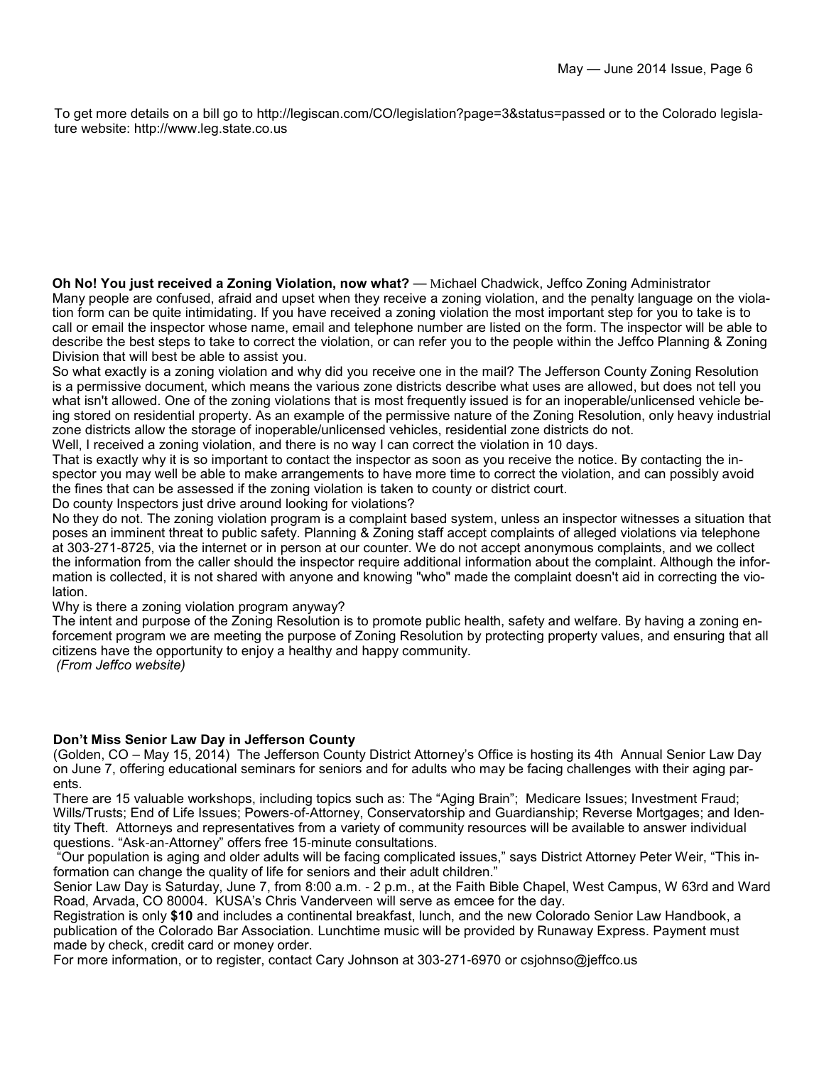To get more details on a bill go to http://legiscan.com/CO/legislation?page=3&status=passed or to the Colorado legislature website: http://www.leg.state.co.us

**Oh No! You just received a Zoning Violation, now what?** — Michael Chadwick, Jeffco Zoning Administrator

Many people are confused, afraid and upset when they receive a zoning violation, and the penalty language on the violation form can be quite intimidating. If you have received a zoning violation the most important step for you to take is to call or email the inspector whose name, email and telephone number are listed on the form. The inspector will be able to describe the best steps to take to correct the violation, or can refer you to the people within the Jeffco Planning & Zoning Division that will best be able to assist you.

So what exactly is a zoning violation and why did you receive one in the mail? The Jefferson County Zoning Resolution is a permissive document, which means the various zone districts describe what uses are allowed, but does not tell you what isn't allowed. One of the zoning violations that is most frequently issued is for an inoperable/unlicensed vehicle being stored on residential property. As an example of the permissive nature of the Zoning Resolution, only heavy industrial zone districts allow the storage of inoperable/unlicensed vehicles, residential zone districts do not.

Well, I received a zoning violation, and there is no way I can correct the violation in 10 days.

That is exactly why it is so important to contact the inspector as soon as you receive the notice. By contacting the inspector you may well be able to make arrangements to have more time to correct the violation, and can possibly avoid the fines that can be assessed if the zoning violation is taken to county or district court.

Do county Inspectors just drive around looking for violations?

No they do not. The zoning violation program is a complaint based system, unless an inspector witnesses a situation that poses an imminent threat to public safety. Planning & Zoning staff accept complaints of alleged violations via telephone at 303-271-8725, via the internet or in person at our counter. We do not accept anonymous complaints, and we collect the information from the caller should the inspector require additional information about the complaint. Although the information is collected, it is not shared with anyone and knowing "who" made the complaint doesn't aid in correcting the violation.

Why is there a zoning violation program anyway?

The intent and purpose of the Zoning Resolution is to promote public health, safety and welfare. By having a zoning enforcement program we are meeting the purpose of Zoning Resolution by protecting property values, and ensuring that all citizens have the opportunity to enjoy a healthy and happy community.

*(From Jeffco website)*

**Don't Miss Senior Law Day in Jefferson County**

(Golden, CO – May 15, 2014) The Jefferson County District Attorney's Office is hosting its 4th Annual Senior Law Day on June 7, offering educational seminars for seniors and for adults who may be facing challenges with their aging parents.

There are 15 valuable workshops, including topics such as: The "Aging Brain"; Medicare Issues; Investment Fraud; Wills/Trusts; End of Life Issues; Powers-of-Attorney, Conservatorship and Guardianship; Reverse Mortgages; and Identity Theft. Attorneys and representatives from a variety of community resources will be available to answer individual questions. "Ask-an-Attorney" offers free 15-minute consultations.

"Our population is aging and older adults will be facing complicated issues," says District Attorney Peter Weir, "This information can change the quality of life for seniors and their adult children."

Senior Law Day is Saturday, June 7, from 8:00 a.m. - 2 p.m., at the Faith Bible Chapel, West Campus, W 63rd and Ward Road, Arvada, CO 80004. KUSA's Chris Vanderveen will serve as emcee for the day.

Registration is only **$10** and includes a continental breakfast, lunch, and the new Colorado Senior Law Handbook, a publication of the Colorado Bar Association. Lunchtime music will be provided by Runaway Express. Payment must made by check, credit card or money order.

For more information, or to register, contact Cary Johnson at 303-271-6970 or csjohnso@jeffco.us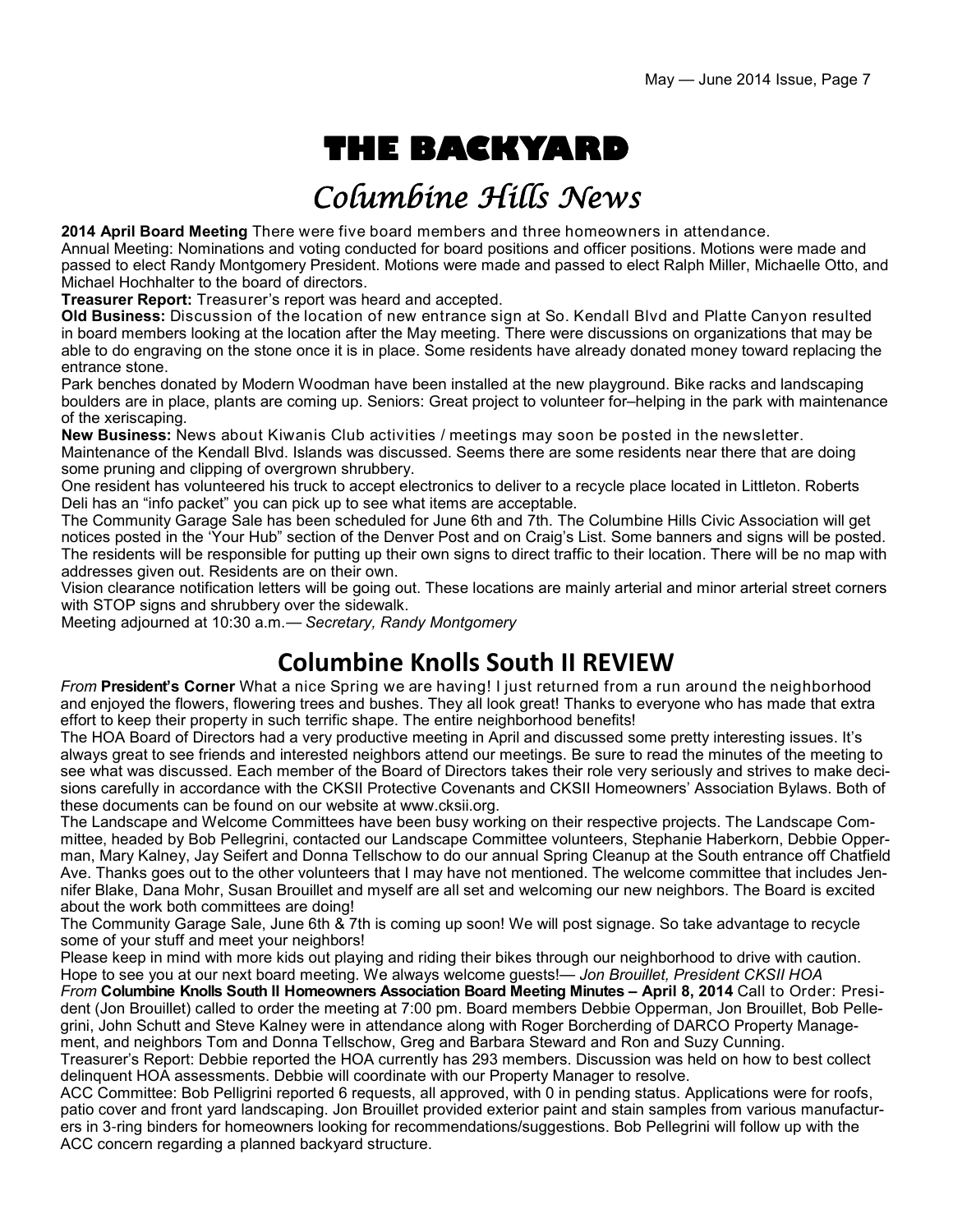# THE BACKYARD

## *Columbine Hills News*

**2014 April Board Meeting** There were five board members and three homeowners in attendance.
Annual Meeting: Nominations and voting conducted for board positions and officer positions. Motions were made and passed to elect Randy Montgomery President. Motions were made and passed to elect Ralph Miller, Michaelle Otto, and Michael Hochhalter to the board of directors.

**Treasurer Report:** Treasurer's report was heard and accepted.

**Old Business:** Discussion of the location of new entrance sign at So. Kendall Blvd and Platte Canyon resulted in board members looking at the location after the May meeting. There were discussions on organizations that may be able to do engraving on the stone once it is in place. Some residents have already donated money toward replacing the entrance stone.

Park benches donated by Modern Woodman have been installed at the new playground. Bike racks and landscaping boulders are in place, plants are coming up. Seniors: Great project to volunteer for–helping in the park with maintenance of the xeriscaping.

**New Business:** News about Kiwanis Club activities / meetings may soon be posted in the newsletter.

Maintenance of the Kendall Blvd. Islands was discussed. Seems there are some residents near there that are doing some pruning and clipping of overgrown shrubbery.

One resident has volunteered his truck to accept electronics to deliver to a recycle place located in Littleton. Roberts Deli has an "info packet" you can pick up to see what items are acceptable.

The Community Garage Sale has been scheduled for June 6th and 7th. The Columbine Hills Civic Association will get notices posted in the 'Your Hub" section of the Denver Post and on Craig's List. Some banners and signs will be posted. The residents will be responsible for putting up their own signs to direct traffic to their location. There will be no map with addresses given out. Residents are on their own.

Vision clearance notification letters will be going out. These locations are mainly arterial and minor arterial street corners with STOP signs and shrubbery over the sidewalk.

Meeting adjourned at 10:30 a.m.— *Secretary, Randy Montgomery*

## Columbine Knolls South II REVIEW

*From* **President's Corner** What a nice Spring we are having! I just returned from a run around the neighborhood and enjoyed the flowers, flowering trees and bushes. They all look great! Thanks to everyone who has made that extra effort to keep their property in such terrific shape. The entire neighborhood benefits!

The HOA Board of Directors had a very productive meeting in April and discussed some pretty interesting issues. It's always great to see friends and interested neighbors attend our meetings. Be sure to read the minutes of the meeting to see what was discussed. Each member of the Board of Directors takes their role very seriously and strives to make decisions carefully in accordance with the CKSII Protective Covenants and CKSII Homeowners' Association Bylaws. Both of these documents can be found on our website at www.cksii.org.

The Landscape and Welcome Committees have been busy working on their respective projects. The Landscape Committee, headed by Bob Pellegrini, contacted our Landscape Committee volunteers, Stephanie Haberkorn, Debbie Opperman, Mary Kalney, Jay Seifert and Donna Tellschow to do our annual Spring Cleanup at the South entrance off Chatfield Ave. Thanks goes out to the other volunteers that I may have not mentioned. The welcome committee that includes Jennifer Blake, Dana Mohr, Susan Brouillet and myself are all set and welcoming our new neighbors. The Board is excited about the work both committees are doing!

The Community Garage Sale, June 6th & 7th is coming up soon! We will post signage. So take advantage to recycle some of your stuff and meet your neighbors!

Please keep in mind with more kids out playing and riding their bikes through our neighborhood to drive with caution. Hope to see you at our next board meeting. We always welcome guests!— *Jon Brouillet, President CKSII HOA*

*From* **Columbine Knolls South II Homeowners Association Board Meeting Minutes – April 8, 2014** Call to Order: President (Jon Brouillet) called to order the meeting at 7:00 pm. Board members Debbie Opperman, Jon Brouillet, Bob Pellegrini, John Schutt and Steve Kalney were in attendance along with Roger Borcherding of DARCO Property Management, and neighbors Tom and Donna Tellschow, Greg and Barbara Steward and Ron and Suzy Cunning.

Treasurer's Report: Debbie reported the HOA currently has 293 members. Discussion was held on how to best collect delinquent HOA assessments. Debbie will coordinate with our Property Manager to resolve.

ACC Committee: Bob Pelligrini reported 6 requests, all approved, with 0 in pending status. Applications were for roofs, patio cover and front yard landscaping. Jon Brouillet provided exterior paint and stain samples from various manufacturers in 3-ring binders for homeowners looking for recommendations/suggestions. Bob Pellegrini will follow up with the ACC concern regarding a planned backyard structure.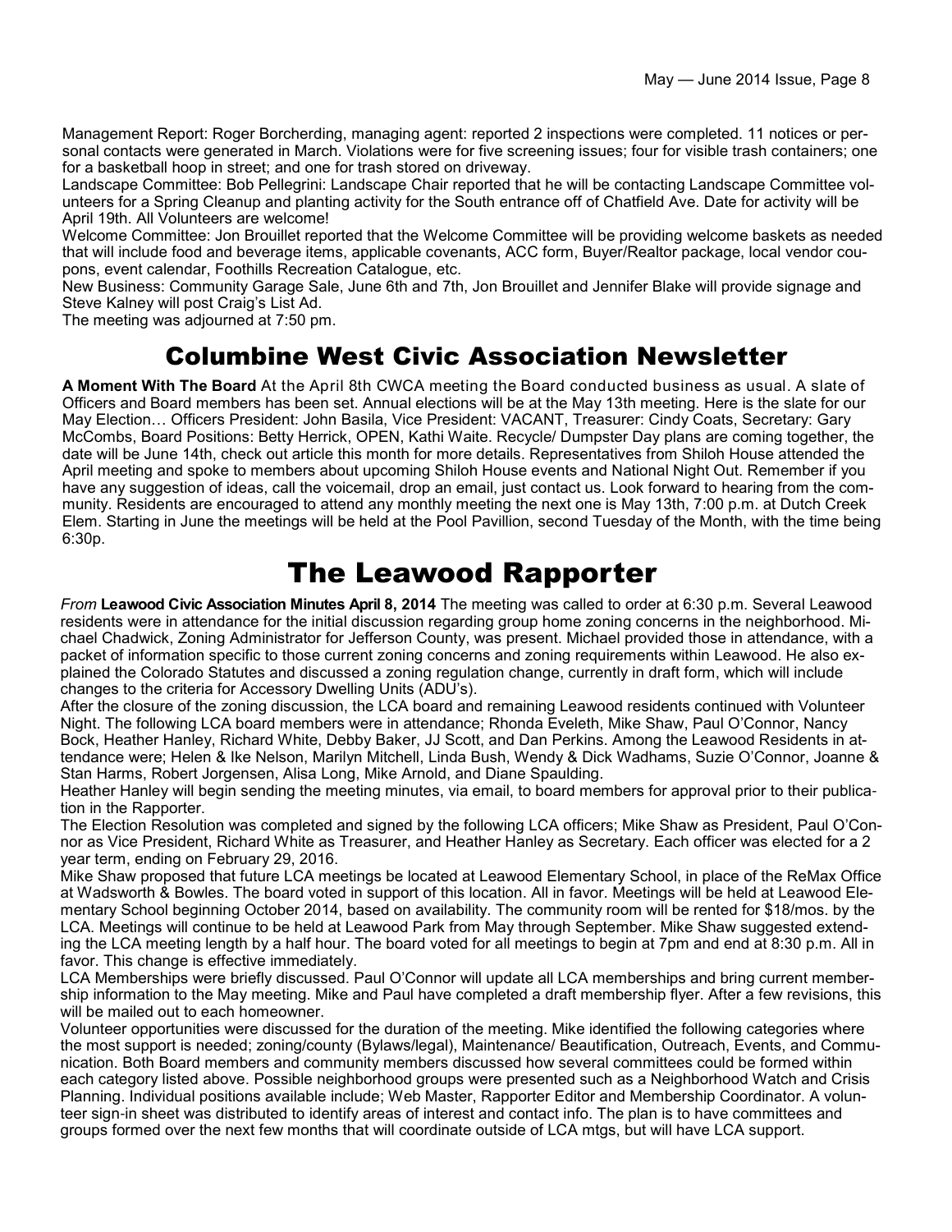Management Report: Roger Borcherding, managing agent: reported 2 inspections were completed. 11 notices or personal contacts were generated in March. Violations were for five screening issues; four for visible trash containers; one for a basketball hoop in street; and one for trash stored on driveway.

Landscape Committee: Bob Pellegrini: Landscape Chair reported that he will be contacting Landscape Committee volunteers for a Spring Cleanup and planting activity for the South entrance off of Chatfield Ave. Date for activity will be April 19th. All Volunteers are welcome!

Welcome Committee: Jon Brouillet reported that the Welcome Committee will be providing welcome baskets as needed that will include food and beverage items, applicable covenants, ACC form, Buyer/Realtor package, local vendor coupons, event calendar, Foothills Recreation Catalogue, etc.

New Business: Community Garage Sale, June 6th and 7th, Jon Brouillet and Jennifer Blake will provide signage and Steve Kalney will post Craig's List Ad.

The meeting was adjourned at 7:50 pm.

# Columbine West Civic Association Newsletter

**A Moment With The Board** At the April 8th CWCA meeting the Board conducted business as usual. A slate of Officers and Board members has been set. Annual elections will be at the May 13th meeting. Here is the slate for our May Election… Officers President: John Basila, Vice President: VACANT, Treasurer: Cindy Coats, Secretary: Gary McCombs, Board Positions: Betty Herrick, OPEN, Kathi Waite. Recycle/ Dumpster Day plans are coming together, the date will be June 14th, check out article this month for more details. Representatives from Shiloh House attended the April meeting and spoke to members about upcoming Shiloh House events and National Night Out. Remember if you have any suggestion of ideas, call the voicemail, drop an email, just contact us. Look forward to hearing from the community. Residents are encouraged to attend any monthly meeting the next one is May 13th, 7:00 p.m. at Dutch Creek Elem. Starting in June the meetings will be held at the Pool Pavillion, second Tuesday of the Month, with the time being 6:30p.

# The Leawood Rapporter

*From* **Leawood Civic Association Minutes April 8, 2014** The meeting was called to order at 6:30 p.m. Several Leawood residents were in attendance for the initial discussion regarding group home zoning concerns in the neighborhood. Michael Chadwick, Zoning Administrator for Jefferson County, was present. Michael provided those in attendance, with a packet of information specific to those current zoning concerns and zoning requirements within Leawood. He also explained the Colorado Statutes and discussed a zoning regulation change, currently in draft form, which will include changes to the criteria for Accessory Dwelling Units (ADU's).

After the closure of the zoning discussion, the LCA board and remaining Leawood residents continued with Volunteer Night. The following LCA board members were in attendance; Rhonda Eveleth, Mike Shaw, Paul O'Connor, Nancy Bock, Heather Hanley, Richard White, Debby Baker, JJ Scott, and Dan Perkins. Among the Leawood Residents in attendance were; Helen & Ike Nelson, Marilyn Mitchell, Linda Bush, Wendy & Dick Wadhams, Suzie O'Connor, Joanne & Stan Harms, Robert Jorgensen, Alisa Long, Mike Arnold, and Diane Spaulding.

Heather Hanley will begin sending the meeting minutes, via email, to board members for approval prior to their publication in the Rapporter.

The Election Resolution was completed and signed by the following LCA officers; Mike Shaw as President, Paul O'Connor as Vice President, Richard White as Treasurer, and Heather Hanley as Secretary. Each officer was elected for a 2 year term, ending on February 29, 2016.

Mike Shaw proposed that future LCA meetings be located at Leawood Elementary School, in place of the ReMax Office at Wadsworth & Bowles. The board voted in support of this location. All in favor. Meetings will be held at Leawood Elementary School beginning October 2014, based on availability. The community room will be rented for $18/mos. by the LCA. Meetings will continue to be held at Leawood Park from May through September. Mike Shaw suggested extending the LCA meeting length by a half hour. The board voted for all meetings to begin at 7pm and end at 8:30 p.m. All in favor. This change is effective immediately.

LCA Memberships were briefly discussed. Paul O'Connor will update all LCA memberships and bring current membership information to the May meeting. Mike and Paul have completed a draft membership flyer. After a few revisions, this will be mailed out to each homeowner.

Volunteer opportunities were discussed for the duration of the meeting. Mike identified the following categories where the most support is needed; zoning/county (Bylaws/legal), Maintenance/ Beautification, Outreach, Events, and Communication. Both Board members and community members discussed how several committees could be formed within each category listed above. Possible neighborhood groups were presented such as a Neighborhood Watch and Crisis Planning. Individual positions available include; Web Master, Rapporter Editor and Membership Coordinator. A volunteer sign-in sheet was distributed to identify areas of interest and contact info. The plan is to have committees and groups formed over the next few months that will coordinate outside of LCA mtgs, but will have LCA support.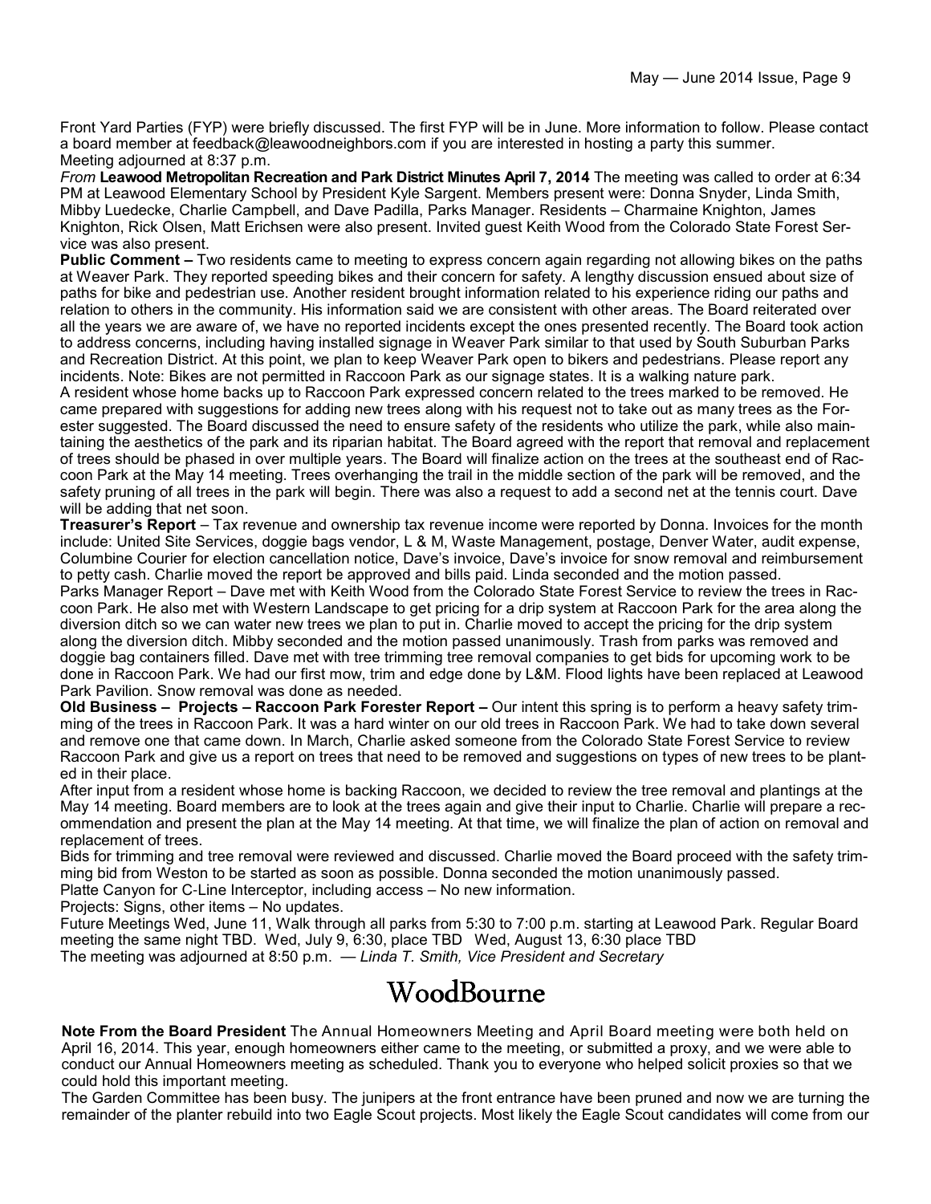Front Yard Parties (FYP) were briefly discussed. The first FYP will be in June. More information to follow. Please contact a board member at feedback@leawoodneighbors.com if you are interested in hosting a party this summer.
Meeting adjourned at 8:37 p.m.

*From* **Leawood Metropolitan Recreation and Park District Minutes April 7, 2014** The meeting was called to order at 6:34 PM at Leawood Elementary School by President Kyle Sargent. Members present were: Donna Snyder, Linda Smith, Mibby Luedecke, Charlie Campbell, and Dave Padilla, Parks Manager. Residents – Charmaine Knighton, James Knighton, Rick Olsen, Matt Erichsen were also present. Invited guest Keith Wood from the Colorado State Forest Service was also present.

**Public Comment –** Two residents came to meeting to express concern again regarding not allowing bikes on the paths at Weaver Park. They reported speeding bikes and their concern for safety. A lengthy discussion ensued about size of paths for bike and pedestrian use. Another resident brought information related to his experience riding our paths and relation to others in the community. His information said we are consistent with other areas. The Board reiterated over all the years we are aware of, we have no reported incidents except the ones presented recently. The Board took action to address concerns, including having installed signage in Weaver Park similar to that used by South Suburban Parks and Recreation District. At this point, we plan to keep Weaver Park open to bikers and pedestrians. Please report any incidents. Note: Bikes are not permitted in Raccoon Park as our signage states. It is a walking nature park.

A resident whose home backs up to Raccoon Park expressed concern related to the trees marked to be removed. He came prepared with suggestions for adding new trees along with his request not to take out as many trees as the Forester suggested. The Board discussed the need to ensure safety of the residents who utilize the park, while also maintaining the aesthetics of the park and its riparian habitat. The Board agreed with the report that removal and replacement of trees should be phased in over multiple years. The Board will finalize action on the trees at the southeast end of Raccoon Park at the May 14 meeting. Trees overhanging the trail in the middle section of the park will be removed, and the safety pruning of all trees in the park will begin. There was also a request to add a second net at the tennis court. Dave will be adding that net soon.

**Treasurer's Report** – Tax revenue and ownership tax revenue income were reported by Donna. Invoices for the month include: United Site Services, doggie bags vendor, L & M, Waste Management, postage, Denver Water, audit expense, Columbine Courier for election cancellation notice, Dave's invoice, Dave's invoice for snow removal and reimbursement to petty cash. Charlie moved the report be approved and bills paid. Linda seconded and the motion passed.

Parks Manager Report – Dave met with Keith Wood from the Colorado State Forest Service to review the trees in Raccoon Park. He also met with Western Landscape to get pricing for a drip system at Raccoon Park for the area along the diversion ditch so we can water new trees we plan to put in. Charlie moved to accept the pricing for the drip system along the diversion ditch. Mibby seconded and the motion passed unanimously. Trash from parks was removed and doggie bag containers filled. Dave met with tree trimming tree removal companies to get bids for upcoming work to be done in Raccoon Park. We had our first mow, trim and edge done by L&M. Flood lights have been replaced at Leawood Park Pavilion. Snow removal was done as needed.

**Old Business – Projects – Raccoon Park Forester Report –** Our intent this spring is to perform a heavy safety trimming of the trees in Raccoon Park. It was a hard winter on our old trees in Raccoon Park. We had to take down several and remove one that came down. In March, Charlie asked someone from the Colorado State Forest Service to review Raccoon Park and give us a report on trees that need to be removed and suggestions on types of new trees to be planted in their place.

After input from a resident whose home is backing Raccoon, we decided to review the tree removal and plantings at the May 14 meeting. Board members are to look at the trees again and give their input to Charlie. Charlie will prepare a recommendation and present the plan at the May 14 meeting. At that time, we will finalize the plan of action on removal and replacement of trees.

Bids for trimming and tree removal were reviewed and discussed. Charlie moved the Board proceed with the safety trimming bid from Weston to be started as soon as possible. Donna seconded the motion unanimously passed.

Platte Canyon for C-Line Interceptor, including access – No new information.

Projects: Signs, other items – No updates.

Future Meetings Wed, June 11, Walk through all parks from 5:30 to 7:00 p.m. starting at Leawood Park. Regular Board meeting the same night TBD. Wed, July 9, 6:30, place TBD Wed, August 13, 6:30 place TBD

The meeting was adjourned at 8:50 p.m. — *Linda T. Smith, Vice President and Secretary*

# WoodBourne

**Note From the Board President** The Annual Homeowners Meeting and April Board meeting were both held on April 16, 2014. This year, enough homeowners either came to the meeting, or submitted a proxy, and we were able to conduct our Annual Homeowners meeting as scheduled. Thank you to everyone who helped solicit proxies so that we could hold this important meeting.

The Garden Committee has been busy. The junipers at the front entrance have been pruned and now we are turning the remainder of the planter rebuild into two Eagle Scout projects. Most likely the Eagle Scout candidates will come from our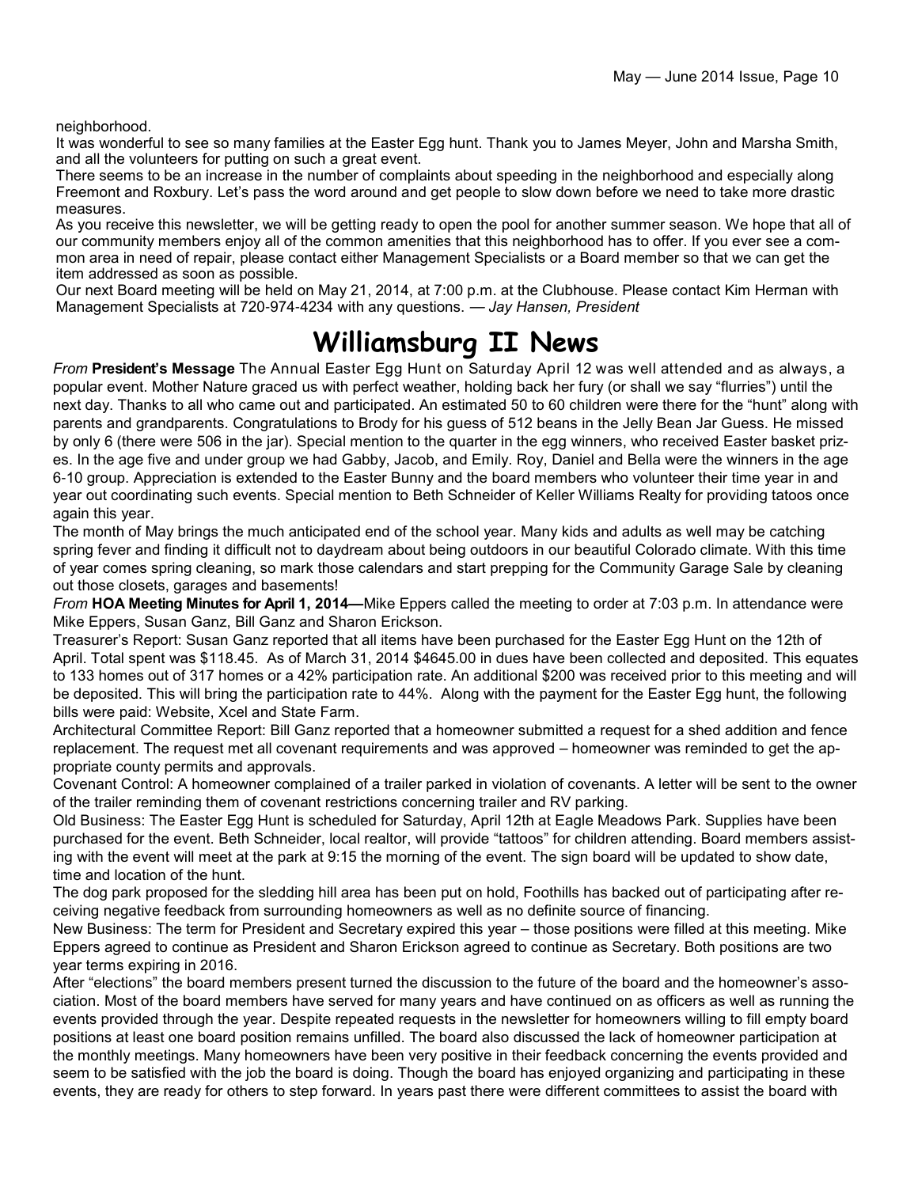neighborhood.

It was wonderful to see so many families at the Easter Egg hunt. Thank you to James Meyer, John and Marsha Smith, and all the volunteers for putting on such a great event.

There seems to be an increase in the number of complaints about speeding in the neighborhood and especially along Freemont and Roxbury. Let's pass the word around and get people to slow down before we need to take more drastic measures.

As you receive this newsletter, we will be getting ready to open the pool for another summer season. We hope that all of our community members enjoy all of the common amenities that this neighborhood has to offer. If you ever see a common area in need of repair, please contact either Management Specialists or a Board member so that we can get the item addressed as soon as possible.

Our next Board meeting will be held on May 21, 2014, at 7:00 p.m. at the Clubhouse. Please contact Kim Herman with Management Specialists at 720-974-4234 with any questions. — *Jay Hansen, President*

# Williamsburg II News

*From* **President's Message** The Annual Easter Egg Hunt on Saturday April 12 was well attended and as always, a popular event. Mother Nature graced us with perfect weather, holding back her fury (or shall we say "flurries") until the next day. Thanks to all who came out and participated. An estimated 50 to 60 children were there for the "hunt" along with parents and grandparents. Congratulations to Brody for his guess of 512 beans in the Jelly Bean Jar Guess. He missed by only 6 (there were 506 in the jar). Special mention to the quarter in the egg winners, who received Easter basket prizes. In the age five and under group we had Gabby, Jacob, and Emily. Roy, Daniel and Bella were the winners in the age 6-10 group. Appreciation is extended to the Easter Bunny and the board members who volunteer their time year in and year out coordinating such events. Special mention to Beth Schneider of Keller Williams Realty for providing tatoos once again this year.

The month of May brings the much anticipated end of the school year. Many kids and adults as well may be catching spring fever and finding it difficult not to daydream about being outdoors in our beautiful Colorado climate. With this time of year comes spring cleaning, so mark those calendars and start prepping for the Community Garage Sale by cleaning out those closets, garages and basements!

*From* **HOA Meeting Minutes for April 1, 2014—**Mike Eppers called the meeting to order at 7:03 p.m. In attendance were Mike Eppers, Susan Ganz, Bill Ganz and Sharon Erickson.

Treasurer's Report: Susan Ganz reported that all items have been purchased for the Easter Egg Hunt on the 12th of April. Total spent was $118.45. As of March 31, 2014 $4645.00 in dues have been collected and deposited. This equates to 133 homes out of 317 homes or a 42% participation rate. An additional $200 was received prior to this meeting and will be deposited. This will bring the participation rate to 44%. Along with the payment for the Easter Egg hunt, the following bills were paid: Website, Xcel and State Farm.

Architectural Committee Report: Bill Ganz reported that a homeowner submitted a request for a shed addition and fence replacement. The request met all covenant requirements and was approved – homeowner was reminded to get the appropriate county permits and approvals.

Covenant Control: A homeowner complained of a trailer parked in violation of covenants. A letter will be sent to the owner of the trailer reminding them of covenant restrictions concerning trailer and RV parking.

Old Business: The Easter Egg Hunt is scheduled for Saturday, April 12th at Eagle Meadows Park. Supplies have been purchased for the event. Beth Schneider, local realtor, will provide "tattoos" for children attending. Board members assisting with the event will meet at the park at 9:15 the morning of the event. The sign board will be updated to show date, time and location of the hunt.

The dog park proposed for the sledding hill area has been put on hold, Foothills has backed out of participating after receiving negative feedback from surrounding homeowners as well as no definite source of financing.

New Business: The term for President and Secretary expired this year – those positions were filled at this meeting. Mike Eppers agreed to continue as President and Sharon Erickson agreed to continue as Secretary. Both positions are two year terms expiring in 2016.

After "elections" the board members present turned the discussion to the future of the board and the homeowner's association. Most of the board members have served for many years and have continued on as officers as well as running the events provided through the year. Despite repeated requests in the newsletter for homeowners willing to fill empty board positions at least one board position remains unfilled. The board also discussed the lack of homeowner participation at the monthly meetings. Many homeowners have been very positive in their feedback concerning the events provided and seem to be satisfied with the job the board is doing. Though the board has enjoyed organizing and participating in these events, they are ready for others to step forward. In years past there were different committees to assist the board with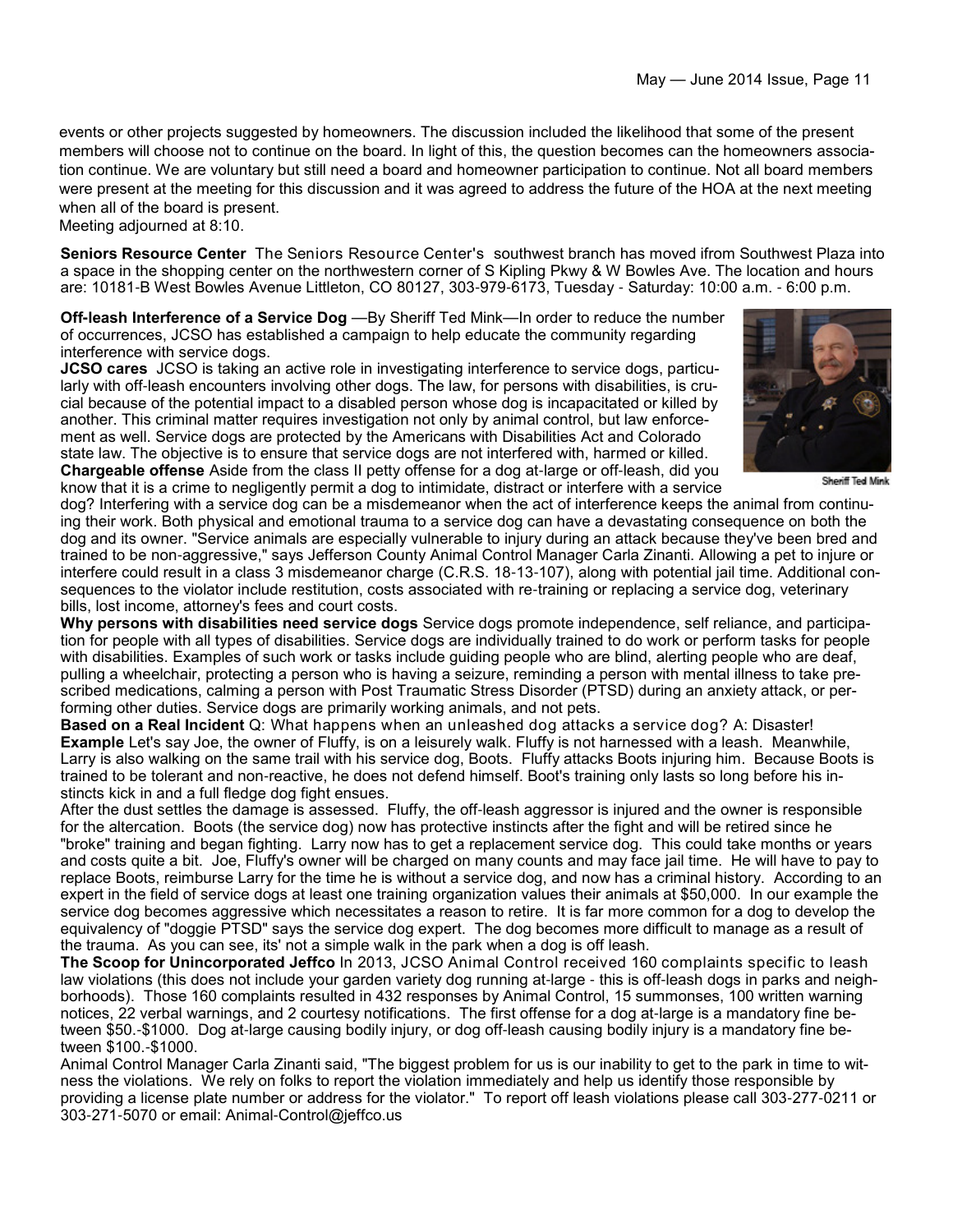events or other projects suggested by homeowners. The discussion included the likelihood that some of the present members will choose not to continue on the board. In light of this, the question becomes can the homeowners association continue. We are voluntary but still need a board and homeowner participation to continue. Not all board members were present at the meeting for this discussion and it was agreed to address the future of the HOA at the next meeting when all of the board is present.
Meeting adjourned at 8:10.

**Seniors Resource Center** The Seniors Resource Center's southwest branch has moved ifrom Southwest Plaza into a space in the shopping center on the northwestern corner of S Kipling Pkwy & W Bowles Ave. The location and hours are: 10181-B West Bowles Avenue Littleton, CO 80127, 303-979-6173, Tuesday - Saturday: 10:00 a.m. - 6:00 p.m.

**Off-leash Interference of a Service Dog** —By Sheriff Ted Mink—In order to reduce the number of occurrences, JCSO has established a campaign to help educate the community regarding interference with service dogs.

**JCSO cares** JCSO is taking an active role in investigating interference to service dogs, particularly with off-leash encounters involving other dogs. The law, for persons with disabilities, is crucial because of the potential impact to a disabled person whose dog is incapacitated or killed by another. This criminal matter requires investigation not only by animal control, but law enforcement as well. Service dogs are protected by the Americans with Disabilities Act and Colorado state law. The objective is to ensure that service dogs are not interfered with, harmed or killed.

Sheriff Ted Mink

**Chargeable offense** Aside from the class II petty offense for a dog at-large or off-leash, did you know that it is a crime to negligently permit a dog to intimidate, distract or interfere with a service dog? Interfering with a service dog can be a misdemeanor when the act of interference keeps the animal from continuing their work. Both physical and emotional trauma to a service dog can have a devastating consequence on both the dog and its owner. "Service animals are especially vulnerable to injury during an attack because they've been bred and trained to be non-aggressive," says Jefferson County Animal Control Manager Carla Zinanti. Allowing a pet to injure or interfere could result in a class 3 misdemeanor charge (C.R.S. 18-13-107), along with potential jail time. Additional consequences to the violator include restitution, costs associated with re-training or replacing a service dog, veterinary bills, lost income, attorney's fees and court costs.

**Why persons with disabilities need service dogs** Service dogs promote independence, self reliance, and participation for people with all types of disabilities. Service dogs are individually trained to do work or perform tasks for people with disabilities. Examples of such work or tasks include guiding people who are blind, alerting people who are deaf, pulling a wheelchair, protecting a person who is having a seizure, reminding a person with mental illness to take prescribed medications, calming a person with Post Traumatic Stress Disorder (PTSD) during an anxiety attack, or performing other duties. Service dogs are primarily working animals, and not pets.

**Based on a Real Incident** Q: What happens when an unleashed dog attacks a service dog? A: Disaster!

**Example** Let's say Joe, the owner of Fluffy, is on a leisurely walk. Fluffy is not harnessed with a leash. Meanwhile, Larry is also walking on the same trail with his service dog, Boots. Fluffy attacks Boots injuring him. Because Boots is trained to be tolerant and non-reactive, he does not defend himself. Boot's training only lasts so long before his instincts kick in and a full fledge dog fight ensues.

After the dust settles the damage is assessed. Fluffy, the off-leash aggressor is injured and the owner is responsible for the altercation. Boots (the service dog) now has protective instincts after the fight and will be retired since he "broke" training and began fighting. Larry now has to get a replacement service dog. This could take months or years and costs quite a bit. Joe, Fluffy's owner will be charged on many counts and may face jail time. He will have to pay to replace Boots, reimburse Larry for the time he is without a service dog, and now has a criminal history. According to an expert in the field of service dogs at least one training organization values their animals at $50,000. In our example the service dog becomes aggressive which necessitates a reason to retire. It is far more common for a dog to develop the equivalency of "doggie PTSD" says the service dog expert. The dog becomes more difficult to manage as a result of the trauma. As you can see, its' not a simple walk in the park when a dog is off leash.

**The Scoop for Unincorporated Jeffco** In 2013, JCSO Animal Control received 160 complaints specific to leash law violations (this does not include your garden variety dog running at-large - this is off-leash dogs in parks and neighborhoods). Those 160 complaints resulted in 432 responses by Animal Control, 15 summonses, 100 written warning notices, 22 verbal warnings, and 2 courtesy notifications. The first offense for a dog at-large is a mandatory fine between $50.-$1000. Dog at-large causing bodily injury, or dog off-leash causing bodily injury is a mandatory fine between $100.-$1000.

Animal Control Manager Carla Zinanti said, "The biggest problem for us is our inability to get to the park in time to witness the violations. We rely on folks to report the violation immediately and help us identify those responsible by providing a license plate number or address for the violator." To report off leash violations please call 303-277-0211 or 303-271-5070 or email: Animal-Control@jeffco.us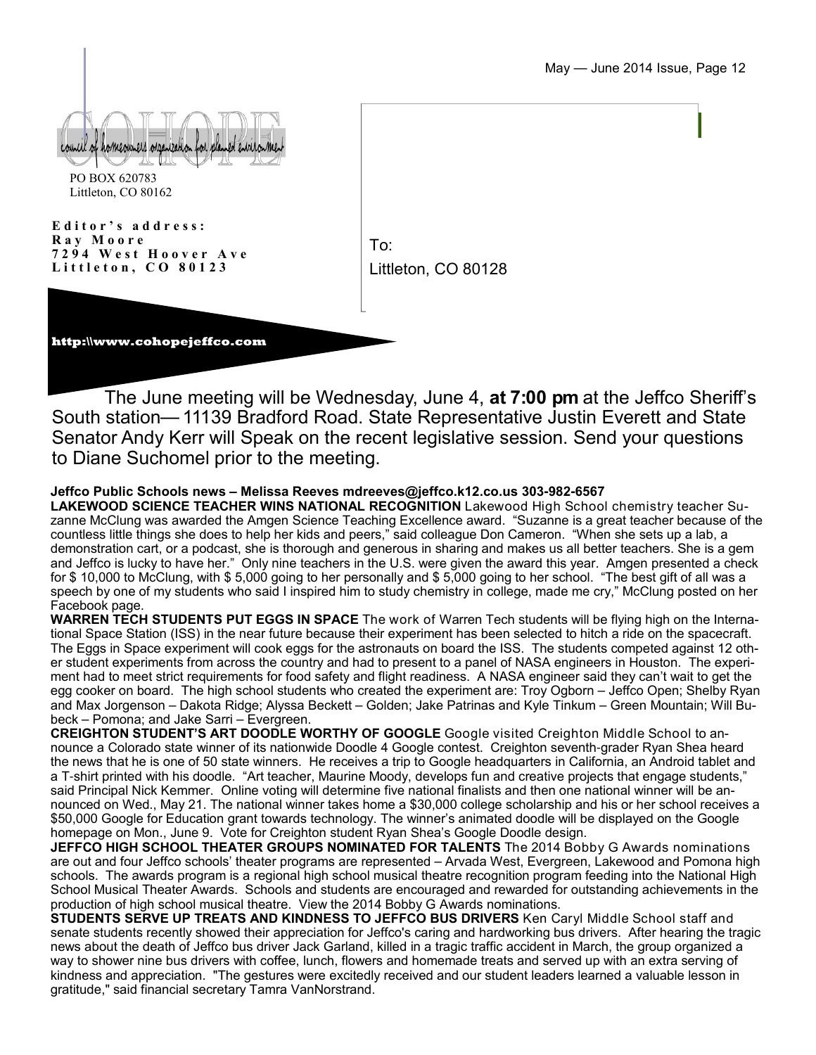COHOPE

council of homeowners organization for planned environment

PO BOX 620783
Littleton, CO 80162

**Editor's address:**
**Ray Moore**
**7294 West Hoover Ave**
**Littleton, CO 80123**

To:
Littleton, CO 80128

**http:\\www.cohopejeffco.com**

The June meeting will be Wednesday, June 4, **at 7:00 pm** at the Jeffco Sheriff's South station— 11139 Bradford Road. State Representative Justin Everett and State Senator Andy Kerr will Speak on the recent legislative session. Send your questions to Diane Suchomel prior to the meeting.

**Jeffco Public Schools news – Melissa Reeves mdreeves@jeffco.k12.co.us 303-982-6567**

**LAKEWOOD SCIENCE TEACHER WINS NATIONAL RECOGNITION** Lakewood High School chemistry teacher Suzanne McClung was awarded the Amgen Science Teaching Excellence award. "Suzanne is a great teacher because of the countless little things she does to help her kids and peers," said colleague Don Cameron. "When she sets up a lab, a demonstration cart, or a podcast, she is thorough and generous in sharing and makes us all better teachers. She is a gem and Jeffco is lucky to have her." Only nine teachers in the U.S. were given the award this year. Amgen presented a check for $ 10,000 to McClung, with $ 5,000 going to her personally and $ 5,000 going to her school. "The best gift of all was a speech by one of my students who said I inspired him to study chemistry in college, made me cry," McClung posted on her Facebook page.

**WARREN TECH STUDENTS PUT EGGS IN SPACE** The work of Warren Tech students will be flying high on the International Space Station (ISS) in the near future because their experiment has been selected to hitch a ride on the spacecraft. The Eggs in Space experiment will cook eggs for the astronauts on board the ISS. The students competed against 12 other student experiments from across the country and had to present to a panel of NASA engineers in Houston. The experiment had to meet strict requirements for food safety and flight readiness. A NASA engineer said they can't wait to get the egg cooker on board. The high school students who created the experiment are: Troy Ogborn – Jeffco Open; Shelby Ryan and Max Jorgenson – Dakota Ridge; Alyssa Beckett – Golden; Jake Patrinas and Kyle Tinkum – Green Mountain; Will Bubeck – Pomona; and Jake Sarri – Evergreen.

**CREIGHTON STUDENT'S ART DOODLE WORTHY OF GOOGLE** Google visited Creighton Middle School to announce a Colorado state winner of its nationwide Doodle 4 Google contest. Creighton seventh-grader Ryan Shea heard the news that he is one of 50 state winners. He receives a trip to Google headquarters in California, an Android tablet and a T-shirt printed with his doodle. "Art teacher, Maurine Moody, develops fun and creative projects that engage students," said Principal Nick Kemmer. Online voting will determine five national finalists and then one national winner will be announced on Wed., May 21. The national winner takes home a $30,000 college scholarship and his or her school receives a $50,000 Google for Education grant towards technology. The winner's animated doodle will be displayed on the Google homepage on Mon., June 9. Vote for Creighton student Ryan Shea's Google Doodle design.

**JEFFCO HIGH SCHOOL THEATER GROUPS NOMINATED FOR TALENTS** The 2014 Bobby G Awards nominations are out and four Jeffco schools' theater programs are represented – Arvada West, Evergreen, Lakewood and Pomona high schools. The awards program is a regional high school musical theatre recognition program feeding into the National High School Musical Theater Awards. Schools and students are encouraged and rewarded for outstanding achievements in the production of high school musical theatre. View the 2014 Bobby G Awards nominations.

**STUDENTS SERVE UP TREATS AND KINDNESS TO JEFFCO BUS DRIVERS** Ken Caryl Middle School staff and senate students recently showed their appreciation for Jeffco's caring and hardworking bus drivers. After hearing the tragic news about the death of Jeffco bus driver Jack Garland, killed in a tragic traffic accident in March, the group organized a way to shower nine bus drivers with coffee, lunch, flowers and homemade treats and served up with an extra serving of kindness and appreciation. "The gestures were excitedly received and our student leaders learned a valuable lesson in gratitude," said financial secretary Tamra VanNorstrand.